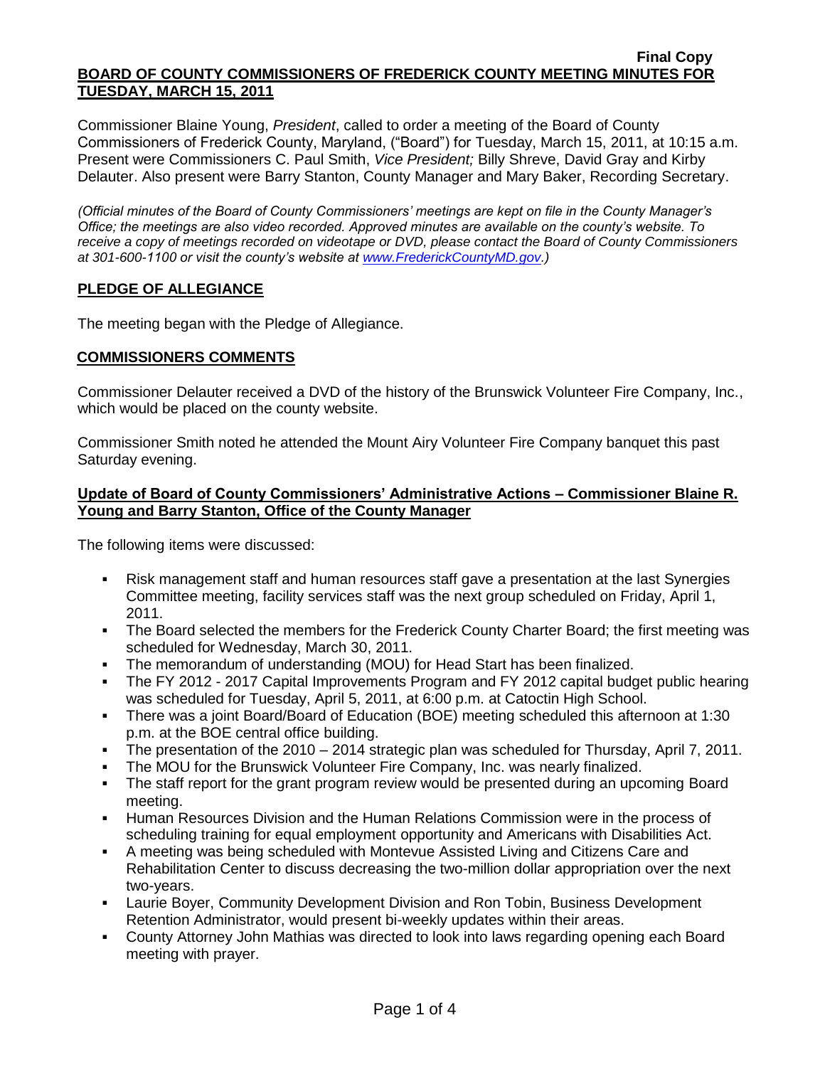**Final Copy**

**BOARD OF COUNTY COMMISSIONERS OF FREDERICK COUNTY MEETING MINUTES FOR TUESDAY, MARCH 15, 2011**

Commissioner Blaine Young, *President*, called to order a meeting of the Board of County Commissioners of Frederick County, Maryland, ("Board") for Tuesday, March 15, 2011, at 10:15 a.m. Present were Commissioners C. Paul Smith, *Vice President;* Billy Shreve, David Gray and Kirby Delauter. Also present were Barry Stanton, County Manager and Mary Baker, Recording Secretary.

*(Official minutes of the Board of County Commissioners' meetings are kept on file in the County Manager's Office; the meetings are also video recorded. Approved minutes are available on the county's website. To receive a copy of meetings recorded on videotape or DVD, please contact the Board of County Commissioners at 301-600-1100 or visit the county's website at www.FrederickCountyMD.gov.)*

## PLEDGE OF ALLEGIANCE

The meeting began with the Pledge of Allegiance.

## COMMISSIONERS COMMENTS

Commissioner Delauter received a DVD of the history of the Brunswick Volunteer Fire Company, Inc., which would be placed on the county website.

Commissioner Smith noted he attended the Mount Airy Volunteer Fire Company banquet this past Saturday evening.

### Update of Board of County Commissioners' Administrative Actions – Commissioner Blaine R. Young and Barry Stanton, Office of the County Manager

The following items were discussed:

- Risk management staff and human resources staff gave a presentation at the last Synergies Committee meeting, facility services staff was the next group scheduled on Friday, April 1, 2011.
- The Board selected the members for the Frederick County Charter Board; the first meeting was scheduled for Wednesday, March 30, 2011.
- The memorandum of understanding (MOU) for Head Start has been finalized.
- The FY 2012 - 2017 Capital Improvements Program and FY 2012 capital budget public hearing was scheduled for Tuesday, April 5, 2011, at 6:00 p.m. at Catoctin High School.
- There was a joint Board/Board of Education (BOE) meeting scheduled this afternoon at 1:30 p.m. at the BOE central office building.
- The presentation of the 2010 – 2014 strategic plan was scheduled for Thursday, April 7, 2011.
- The MOU for the Brunswick Volunteer Fire Company, Inc. was nearly finalized.
- The staff report for the grant program review would be presented during an upcoming Board meeting.
- Human Resources Division and the Human Relations Commission were in the process of scheduling training for equal employment opportunity and Americans with Disabilities Act.
- A meeting was being scheduled with Montevue Assisted Living and Citizens Care and Rehabilitation Center to discuss decreasing the two-million dollar appropriation over the next two-years.
- Laurie Boyer, Community Development Division and Ron Tobin, Business Development Retention Administrator, would present bi-weekly updates within their areas.
- County Attorney John Mathias was directed to look into laws regarding opening each Board meeting with prayer.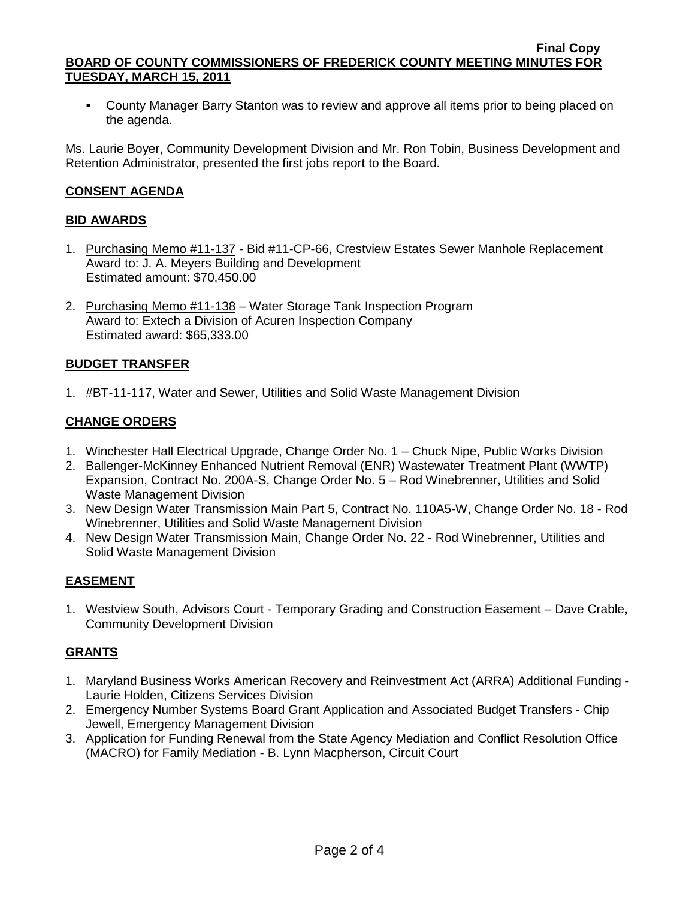- County Manager Barry Stanton was to review and approve all items prior to being placed on the agenda.

Ms. Laurie Boyer, Community Development Division and Mr. Ron Tobin, Business Development and Retention Administrator, presented the first jobs report to the Board.

## CONSENT AGENDA

## BID AWARDS

1. Purchasing Memo #11-137 - Bid #11-CP-66, Crestview Estates Sewer Manhole Replacement
   Award to: J. A. Meyers Building and Development
   Estimated amount: $70,450.00
2. Purchasing Memo #11-138 – Water Storage Tank Inspection Program
   Award to: Extech a Division of Acuren Inspection Company
   Estimated award: $65,333.00

## BUDGET TRANSFER

1. #BT-11-117, Water and Sewer, Utilities and Solid Waste Management Division

## CHANGE ORDERS

1. Winchester Hall Electrical Upgrade, Change Order No. 1 – Chuck Nipe, Public Works Division
2. Ballenger-McKinney Enhanced Nutrient Removal (ENR) Wastewater Treatment Plant (WWTP) Expansion, Contract No. 200A-S, Change Order No. 5 – Rod Winebrenner, Utilities and Solid Waste Management Division
3. New Design Water Transmission Main Part 5, Contract No. 110A5-W, Change Order No. 18 - Rod Winebrenner, Utilities and Solid Waste Management Division
4. New Design Water Transmission Main, Change Order No. 22 - Rod Winebrenner, Utilities and Solid Waste Management Division

## EASEMENT

1. Westview South, Advisors Court - Temporary Grading and Construction Easement – Dave Crable, Community Development Division

## GRANTS

1. Maryland Business Works American Recovery and Reinvestment Act (ARRA) Additional Funding - Laurie Holden, Citizens Services Division
2. Emergency Number Systems Board Grant Application and Associated Budget Transfers - Chip Jewell, Emergency Management Division
3. Application for Funding Renewal from the State Agency Mediation and Conflict Resolution Office (MACRO) for Family Mediation - B. Lynn Macpherson, Circuit Court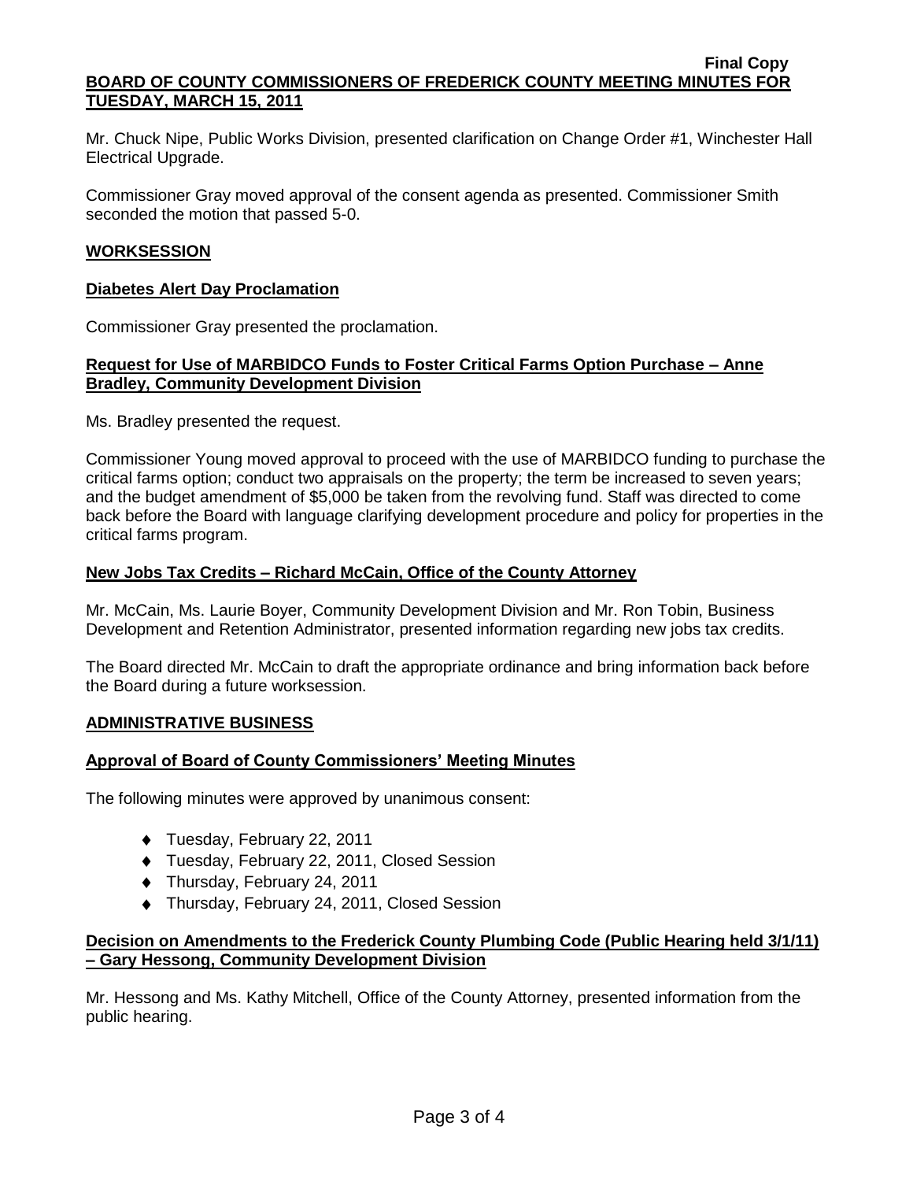Mr. Chuck Nipe, Public Works Division, presented clarification on Change Order #1, Winchester Hall Electrical Upgrade.

Commissioner Gray moved approval of the consent agenda as presented. Commissioner Smith seconded the motion that passed 5-0.

## WORKSESSION

### Diabetes Alert Day Proclamation

Commissioner Gray presented the proclamation.

### Request for Use of MARBIDCO Funds to Foster Critical Farms Option Purchase – Anne Bradley, Community Development Division

Ms. Bradley presented the request.

Commissioner Young moved approval to proceed with the use of MARBIDCO funding to purchase the critical farms option; conduct two appraisals on the property; the term be increased to seven years; and the budget amendment of $5,000 be taken from the revolving fund. Staff was directed to come back before the Board with language clarifying development procedure and policy for properties in the critical farms program.

### New Jobs Tax Credits – Richard McCain, Office of the County Attorney

Mr. McCain, Ms. Laurie Boyer, Community Development Division and Mr. Ron Tobin, Business Development and Retention Administrator, presented information regarding new jobs tax credits.

The Board directed Mr. McCain to draft the appropriate ordinance and bring information back before the Board during a future worksession.

## ADMINISTRATIVE BUSINESS

### Approval of Board of County Commissioners' Meeting Minutes

The following minutes were approved by unanimous consent:

- Tuesday, February 22, 2011
- Tuesday, February 22, 2011, Closed Session
- Thursday, February 24, 2011
- Thursday, February 24, 2011, Closed Session

### Decision on Amendments to the Frederick County Plumbing Code (Public Hearing held 3/1/11) – Gary Hessong, Community Development Division

Mr. Hessong and Ms. Kathy Mitchell, Office of the County Attorney, presented information from the public hearing.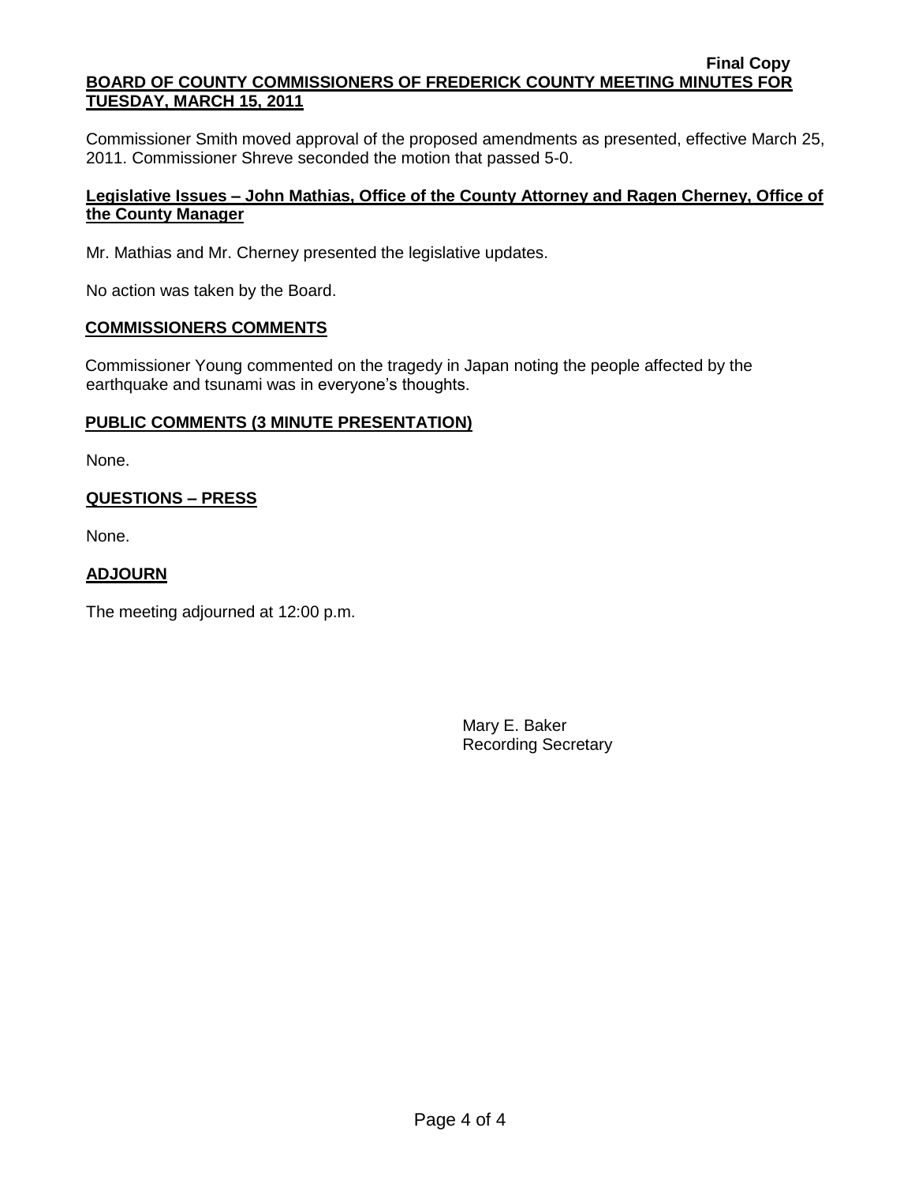Commissioner Smith moved approval of the proposed amendments as presented, effective March 25, 2011. Commissioner Shreve seconded the motion that passed 5-0.

## Legislative Issues – John Mathias, Office of the County Attorney and Ragen Cherney, Office of the County Manager

Mr. Mathias and Mr. Cherney presented the legislative updates.

No action was taken by the Board.

## COMMISSIONERS COMMENTS

Commissioner Young commented on the tragedy in Japan noting the people affected by the earthquake and tsunami was in everyone's thoughts.

## PUBLIC COMMENTS (3 MINUTE PRESENTATION)

None.

## QUESTIONS – PRESS

None.

## ADJOURN

The meeting adjourned at 12:00 p.m.

Mary E. Baker
Recording Secretary